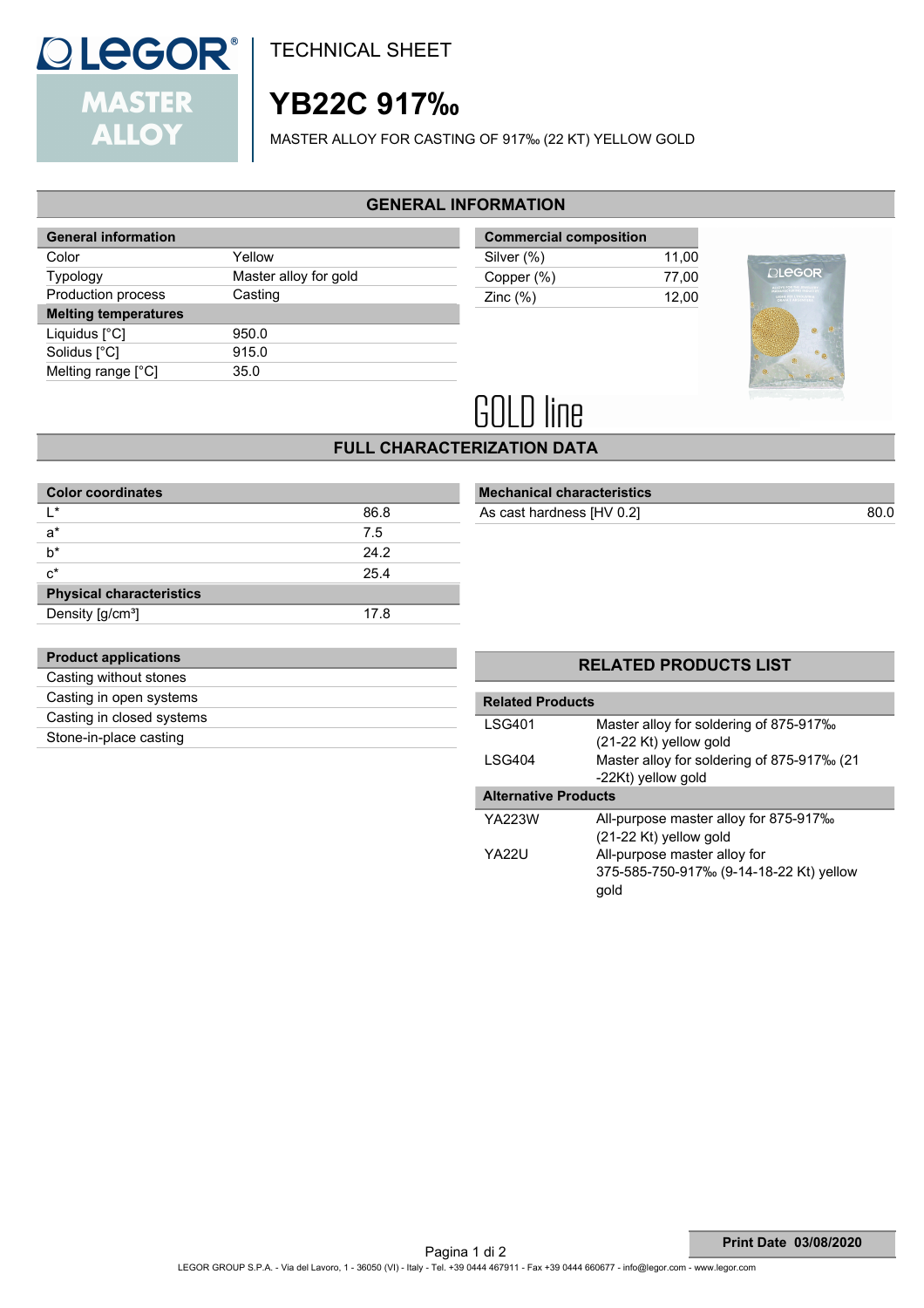# TECHNICAL SHEET

# YB22C 917‰

MASTER ALLOY FOR CASTING OF 917‰ (22 KT) YELLOW GOLD

## GENERAL INFORMATION

| General information | |
|---|---|
| Color | Yellow |
| Typology | Master alloy for gold |
| Production process | Casting |
| **Melting temperatures** | |
| Liquidus [°C] | 950.0 |
| Solidus [°C] | 915.0 |
| Melting range [°C] | 35.0 |

| Commercial composition | |
|---|---|
| Silver (%) | 11,00 |
| Copper (%) | 77,00 |
| Zinc (%) | 12,00 |

GOLD line

## FULL CHARACTERIZATION DATA

| Color coordinates | |
|---|---|
| L* | 86.8 |
| a* | 7.5 |
| b* | 24.2 |
| c* | 25.4 |
| **Physical characteristics** | |
| Density [g/cm³] | 17.8 |

| Mechanical characteristics | |
|---|---|
| As cast hardness [HV 0.2] | 80.0 |

| Product applications |
|---|
| Casting without stones |
| Casting in open systems |
| Casting in closed systems |
| Stone-in-place casting |

## RELATED PRODUCTS LIST

| Related Products | |
|---|---|
| LSG401 | Master alloy for soldering of 875-917‰ (21-22 Kt) yellow gold |
| LSG404 | Master alloy for soldering of 875-917‰ (21 -22Kt) yellow gold |
| **Alternative Products** | |
| YA223W | All-purpose master alloy for 875-917‰ (21-22 Kt) yellow gold |
| YA22U | All-purpose master alloy for 375-585-750-917‰ (9-14-18-22 Kt) yellow gold |

**Print Date 03/08/2020**

LEGOR GROUP S.P.A. - Via del Lavoro, 1 - 36050 (VI) - Italy - Tel. +39 0444 467911 - Fax +39 0444 660677 - info@legor.com - www.legor.com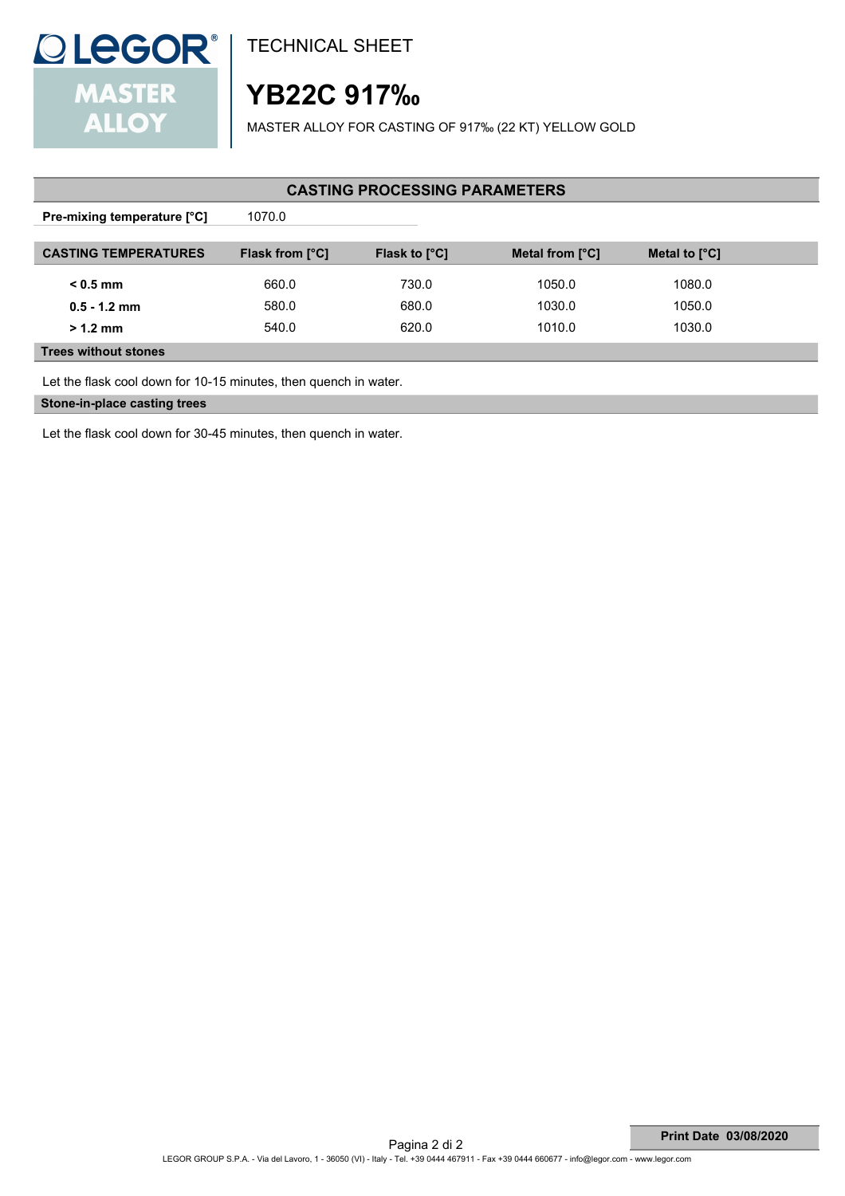# TECHNICAL SHEET

# YB22C 917‰

MASTER ALLOY FOR CASTING OF 917‰ (22 KT) YELLOW GOLD

## CASTING PROCESSING PARAMETERS

**Pre-mixing temperature [°C]** 1070.0

| CASTING TEMPERATURES | Flask from [°C] | Flask to [°C] | Metal from [°C] | Metal to [°C] |
|---|---|---|---|---|
| **< 0.5 mm** | 660.0 | 730.0 | 1050.0 | 1080.0 |
| **0.5 - 1.2 mm** | 580.0 | 680.0 | 1030.0 | 1050.0 |
| **> 1.2 mm** | 540.0 | 620.0 | 1010.0 | 1030.0 |

### Trees without stones

Let the flask cool down for 10-15 minutes, then quench in water.

### Stone-in-place casting trees

Let the flask cool down for 30-45 minutes, then quench in water.

**Print Date 03/08/2020**

LEGOR GROUP S.P.A. - Via del Lavoro, 1 - 36050 (VI) - Italy - Tel. +39 0444 467911 - Fax +39 0444 660677 - info@legor.com - www.legor.com